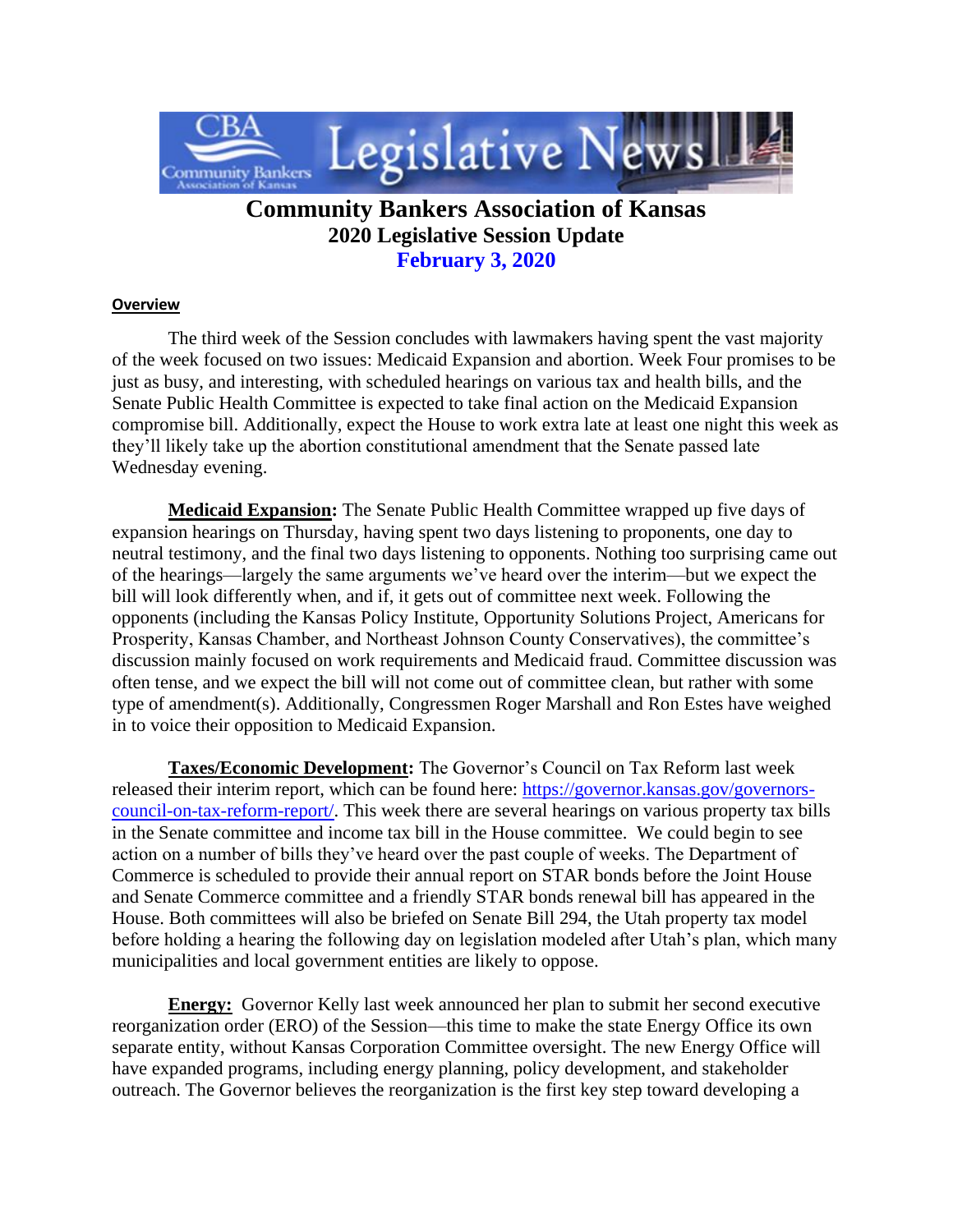# Community Bankers Association of Kansas

## 2020 Legislative Session Update

## February 3, 2020

**Overview**

The third week of the Session concludes with lawmakers having spent the vast majority of the week focused on two issues: Medicaid Expansion and abortion. Week Four promises to be just as busy, and interesting, with scheduled hearings on various tax and health bills, and the Senate Public Health Committee is expected to take final action on the Medicaid Expansion compromise bill. Additionally, expect the House to work extra late at least one night this week as they'll likely take up the abortion constitutional amendment that the Senate passed late Wednesday evening.

**Medicaid Expansion:** The Senate Public Health Committee wrapped up five days of expansion hearings on Thursday, having spent two days listening to proponents, one day to neutral testimony, and the final two days listening to opponents. Nothing too surprising came out of the hearings—largely the same arguments we've heard over the interim—but we expect the bill will look differently when, and if, it gets out of committee next week. Following the opponents (including the Kansas Policy Institute, Opportunity Solutions Project, Americans for Prosperity, Kansas Chamber, and Northeast Johnson County Conservatives), the committee's discussion mainly focused on work requirements and Medicaid fraud. Committee discussion was often tense, and we expect the bill will not come out of committee clean, but rather with some type of amendment(s). Additionally, Congressmen Roger Marshall and Ron Estes have weighed in to voice their opposition to Medicaid Expansion.

**Taxes/Economic Development:** The Governor's Council on Tax Reform last week released their interim report, which can be found here: https://governor.kansas.gov/governors-council-on-tax-reform-report/. This week there are several hearings on various property tax bills in the Senate committee and income tax bill in the House committee. We could begin to see action on a number of bills they've heard over the past couple of weeks. The Department of Commerce is scheduled to provide their annual report on STAR bonds before the Joint House and Senate Commerce committee and a friendly STAR bonds renewal bill has appeared in the House. Both committees will also be briefed on Senate Bill 294, the Utah property tax model before holding a hearing the following day on legislation modeled after Utah's plan, which many municipalities and local government entities are likely to oppose.

**Energy:** Governor Kelly last week announced her plan to submit her second executive reorganization order (ERO) of the Session—this time to make the state Energy Office its own separate entity, without Kansas Corporation Committee oversight. The new Energy Office will have expanded programs, including energy planning, policy development, and stakeholder outreach. The Governor believes the reorganization is the first key step toward developing a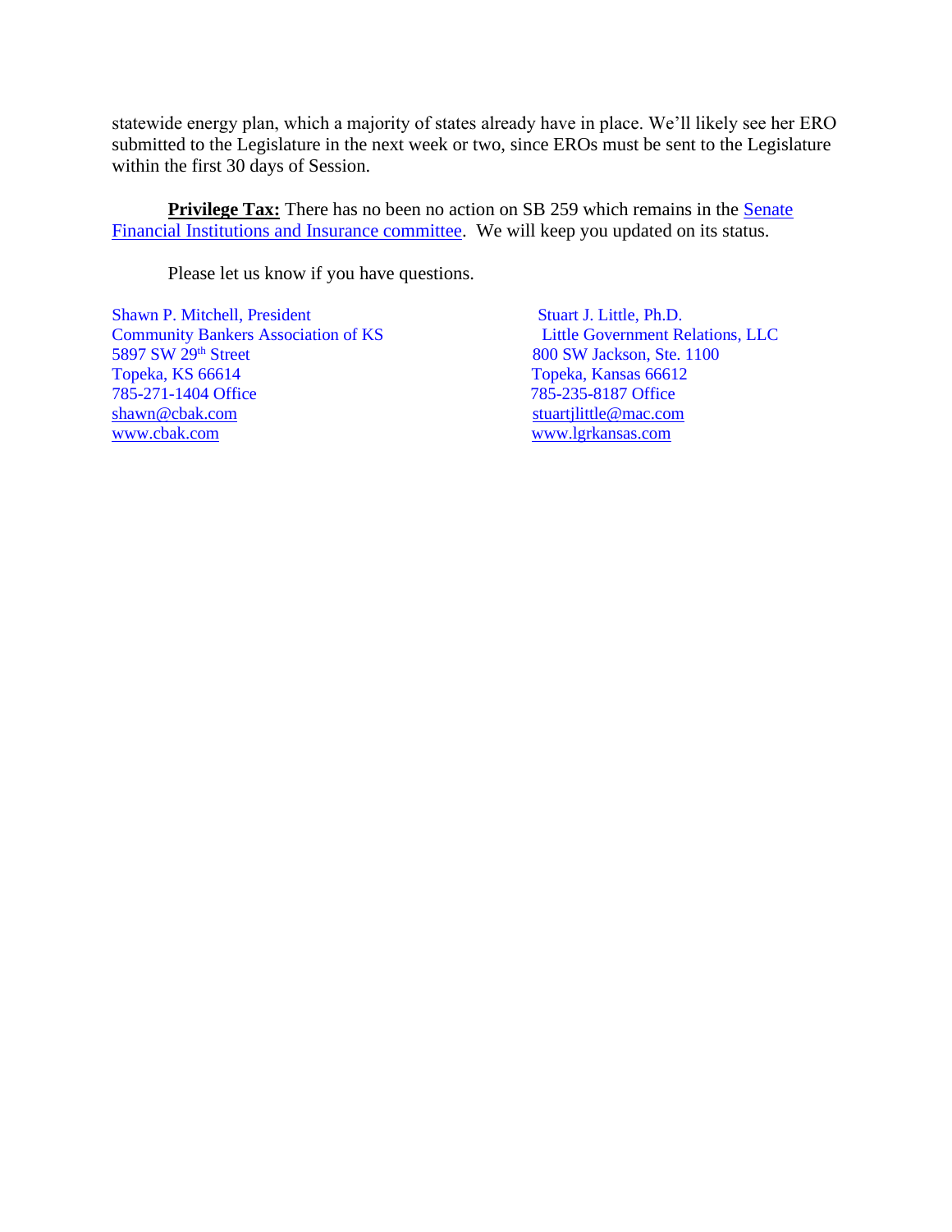statewide energy plan, which a majority of states already have in place. We'll likely see her ERO submitted to the Legislature in the next week or two, since EROs must be sent to the Legislature within the first 30 days of Session.

**Privilege Tax:** There has no been no action on SB 259 which remains in the Senate Financial Institutions and Insurance committee. We will keep you updated on its status.

Please let us know if you have questions.

Shawn P. Mitchell, President
Community Bankers Association of KS
5897 SW 29th Street
Topeka, KS 66614
785-271-1404 Office
shawn@cbak.com
www.cbak.com

Stuart J. Little, Ph.D.
Little Government Relations, LLC
800 SW Jackson, Ste. 1100
Topeka, Kansas 66612
785-235-8187 Office
stuartjlittle@mac.com
www.lgrkansas.com